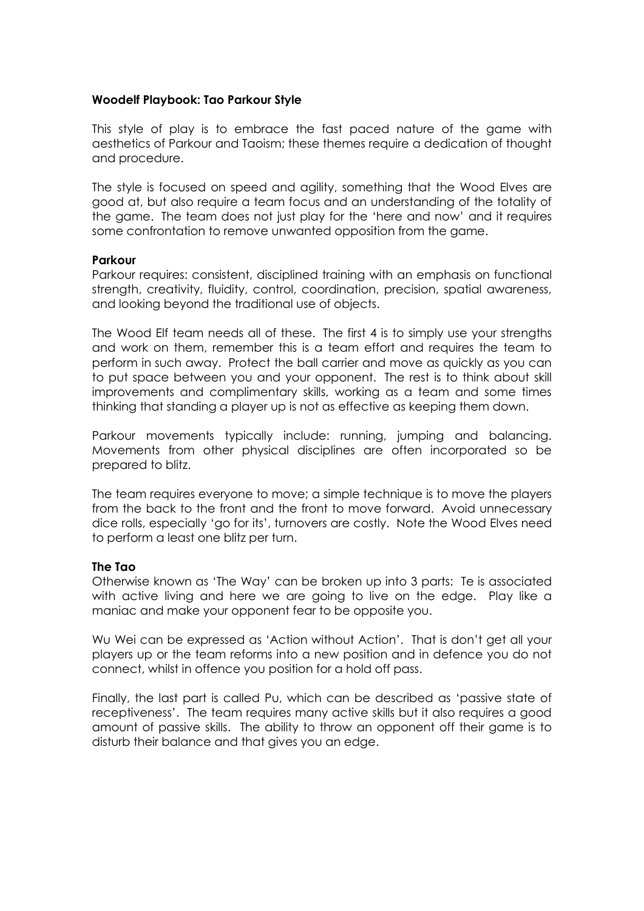**Woodelf Playbook: Tao Parkour Style**

This style of play is to embrace the fast paced nature of the game with aesthetics of Parkour and Taoism; these themes require a dedication of thought and procedure.

The style is focused on speed and agility, something that the Wood Elves are good at, but also require a team focus and an understanding of the totality of the game. The team does not just play for the 'here and now' and it requires some confrontation to remove unwanted opposition from the game.

**Parkour**

Parkour requires: consistent, disciplined training with an emphasis on functional strength, creativity, fluidity, control, coordination, precision, spatial awareness, and looking beyond the traditional use of objects.

The Wood Elf team needs all of these. The first 4 is to simply use your strengths and work on them, remember this is a team effort and requires the team to perform in such away. Protect the ball carrier and move as quickly as you can to put space between you and your opponent. The rest is to think about skill improvements and complimentary skills, working as a team and some times thinking that standing a player up is not as effective as keeping them down.

Parkour movements typically include: running, jumping and balancing. Movements from other physical disciplines are often incorporated so be prepared to blitz.

The team requires everyone to move; a simple technique is to move the players from the back to the front and the front to move forward. Avoid unnecessary dice rolls, especially 'go for its', turnovers are costly. Note the Wood Elves need to perform a least one blitz per turn.

**The Tao**

Otherwise known as 'The Way' can be broken up into 3 parts: Te is associated with active living and here we are going to live on the edge. Play like a maniac and make your opponent fear to be opposite you.

Wu Wei can be expressed as 'Action without Action'. That is don't get all your players up or the team reforms into a new position and in defence you do not connect, whilst in offence you position for a hold off pass.

Finally, the last part is called Pu, which can be described as 'passive state of receptiveness'. The team requires many active skills but it also requires a good amount of passive skills. The ability to throw an opponent off their game is to disturb their balance and that gives you an edge.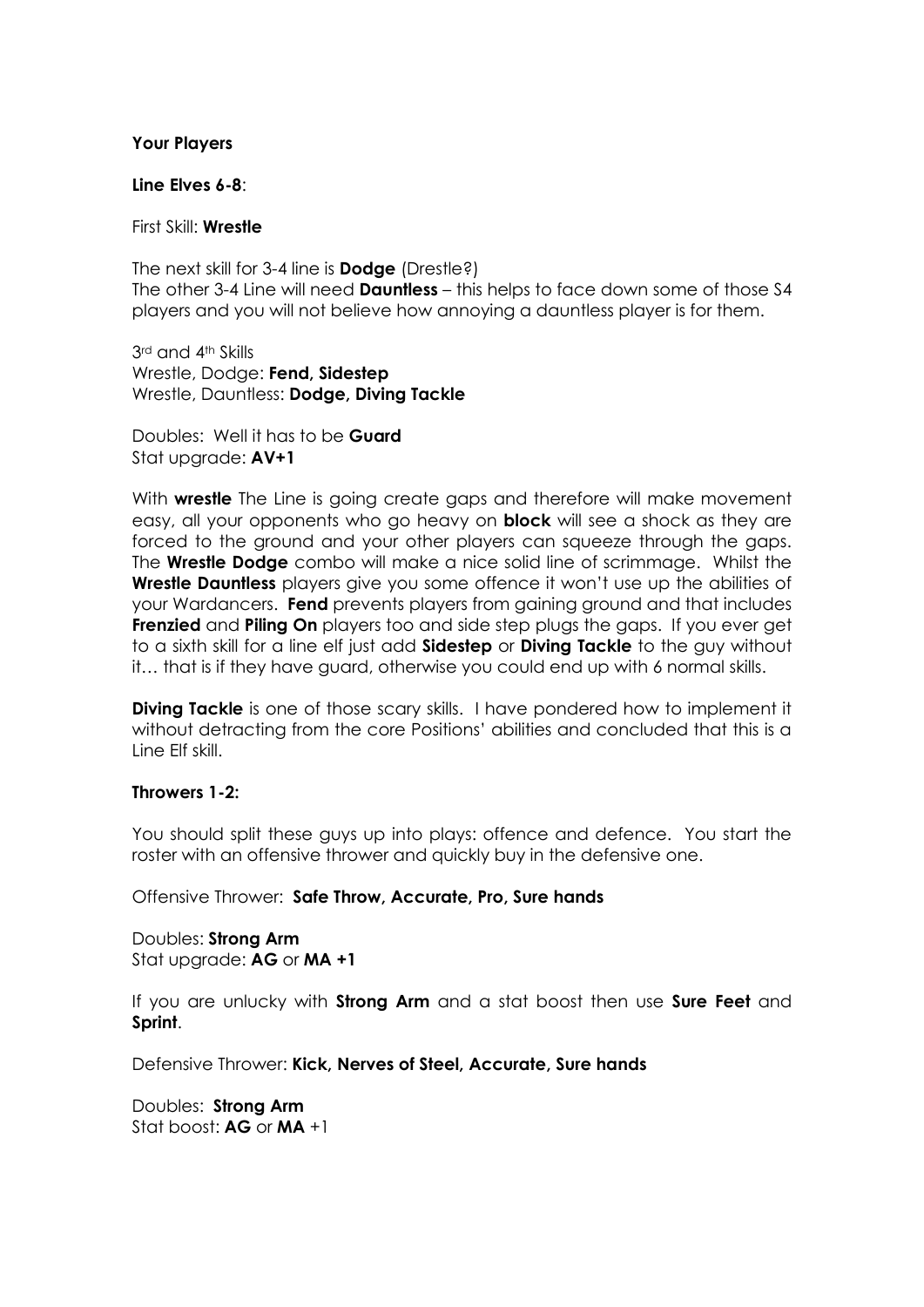**Your Players**

**Line Elves 6-8**:

First Skill: **Wrestle**

The next skill for 3-4 line is **Dodge** (Drestle?)
The other 3-4 Line will need **Dauntless** – this helps to face down some of those S4 players and you will not believe how annoying a dauntless player is for them.

3rd and 4th Skills
Wrestle, Dodge: **Fend, Sidestep**
Wrestle, Dauntless: **Dodge, Diving Tackle**

Doubles: Well it has to be **Guard**
Stat upgrade: **AV+1**

With **wrestle** The Line is going create gaps and therefore will make movement easy, all your opponents who go heavy on **block** will see a shock as they are forced to the ground and your other players can squeeze through the gaps. The **Wrestle Dodge** combo will make a nice solid line of scrimmage. Whilst the **Wrestle Dauntless** players give you some offence it won't use up the abilities of your Wardancers. **Fend** prevents players from gaining ground and that includes **Frenzied** and **Piling On** players too and side step plugs the gaps. If you ever get to a sixth skill for a line elf just add **Sidestep** or **Diving Tackle** to the guy without it… that is if they have guard, otherwise you could end up with 6 normal skills.

**Diving Tackle** is one of those scary skills. I have pondered how to implement it without detracting from the core Positions' abilities and concluded that this is a Line Elf skill.

**Throwers 1-2:**

You should split these guys up into plays: offence and defence. You start the roster with an offensive thrower and quickly buy in the defensive one.

Offensive Thrower: **Safe Throw, Accurate, Pro, Sure hands**

Doubles: **Strong Arm**
Stat upgrade: **AG** or **MA +1**

If you are unlucky with **Strong Arm** and a stat boost then use **Sure Feet** and **Sprint**.

Defensive Thrower: **Kick, Nerves of Steel, Accurate, Sure hands**

Doubles: **Strong Arm**
Stat boost: **AG** or **MA** +1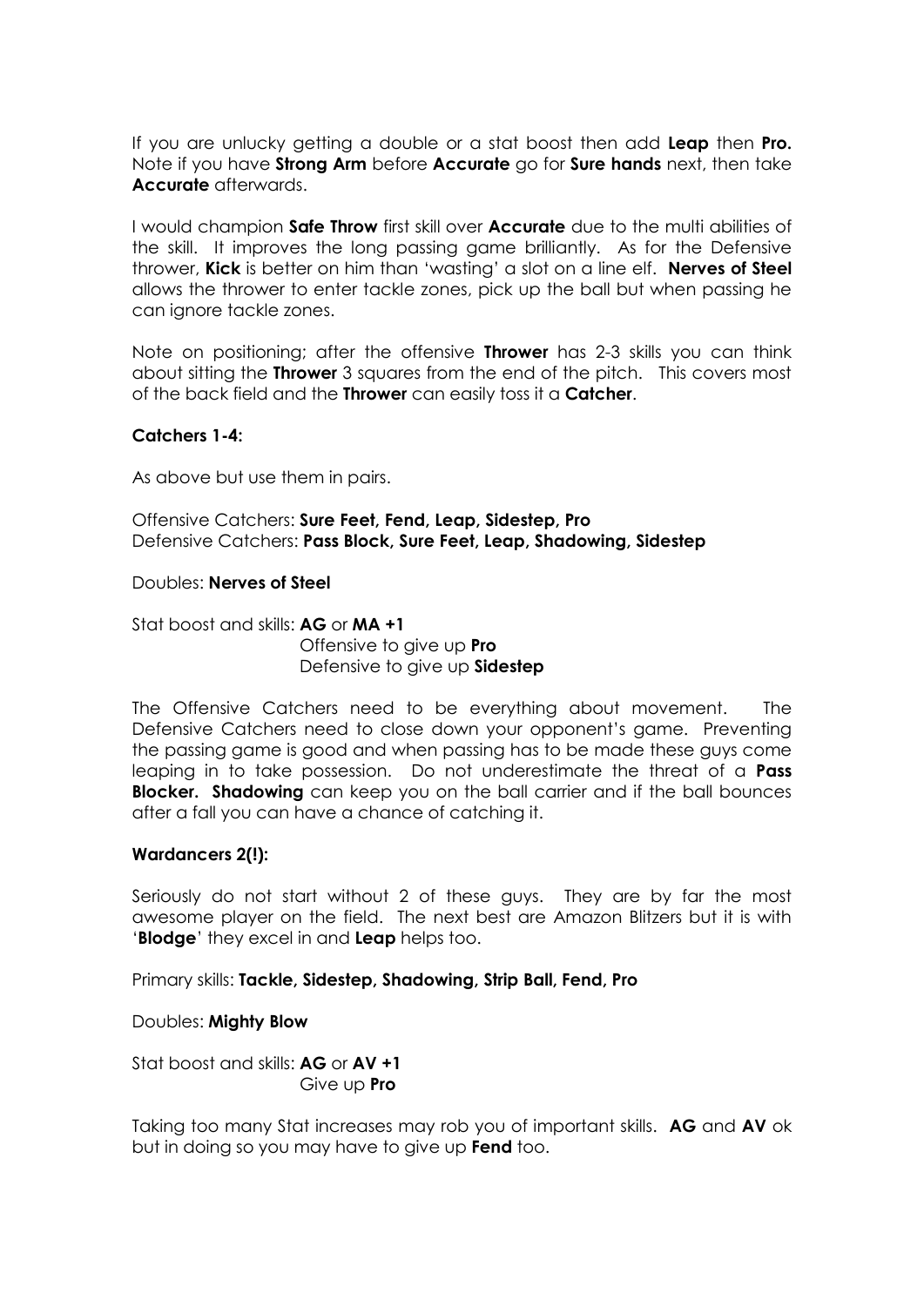If you are unlucky getting a double or a stat boost then add **Leap** then **Pro.** Note if you have **Strong Arm** before **Accurate** go for **Sure hands** next, then take **Accurate** afterwards.

I would champion **Safe Throw** first skill over **Accurate** due to the multi abilities of the skill. It improves the long passing game brilliantly. As for the Defensive thrower, **Kick** is better on him than 'wasting' a slot on a line elf. **Nerves of Steel** allows the thrower to enter tackle zones, pick up the ball but when passing he can ignore tackle zones.

Note on positioning; after the offensive **Thrower** has 2-3 skills you can think about sitting the **Thrower** 3 squares from the end of the pitch. This covers most of the back field and the **Thrower** can easily toss it a **Catcher**.

**Catchers 1-4:**

As above but use them in pairs.

Offensive Catchers: **Sure Feet, Fend, Leap, Sidestep, Pro**
Defensive Catchers: **Pass Block, Sure Feet, Leap, Shadowing, Sidestep**

Doubles: **Nerves of Steel**

Stat boost and skills: **AG** or **MA +1**
Offensive to give up **Pro**
Defensive to give up **Sidestep**

The Offensive Catchers need to be everything about movement. The Defensive Catchers need to close down your opponent's game. Preventing the passing game is good and when passing has to be made these guys come leaping in to take possession. Do not underestimate the threat of a **Pass Blocker. Shadowing** can keep you on the ball carrier and if the ball bounces after a fall you can have a chance of catching it.

**Wardancers 2(!):**

Seriously do not start without 2 of these guys. They are by far the most awesome player on the field. The next best are Amazon Blitzers but it is with '**Blodge**' they excel in and **Leap** helps too.

Primary skills: **Tackle, Sidestep, Shadowing, Strip Ball, Fend, Pro**

Doubles: **Mighty Blow**

Stat boost and skills: **AG** or **AV +1**
Give up **Pro**

Taking too many Stat increases may rob you of important skills. **AG** and **AV** ok but in doing so you may have to give up **Fend** too.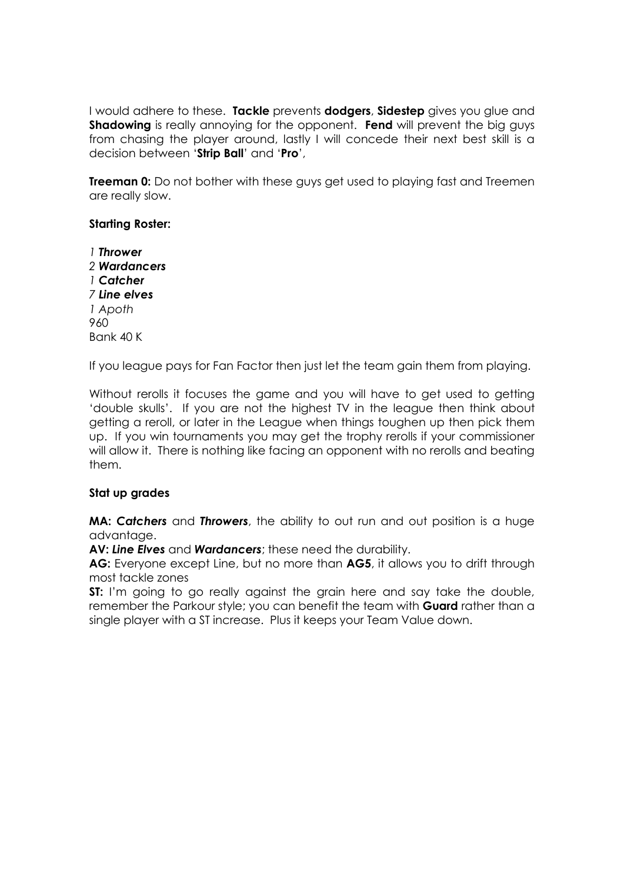I would adhere to these. **Tackle** prevents **dodgers**, **Sidestep** gives you glue and **Shadowing** is really annoying for the opponent. **Fend** will prevent the big guys from chasing the player around, lastly I will concede their next best skill is a decision between '**Strip Ball**' and '**Pro**',

**Treeman 0:** Do not bother with these guys get used to playing fast and Treemen are really slow.

**Starting Roster:**

*1* ***Thrower***
*2* ***Wardancers***
*1* ***Catcher***
*7* ***Line elves***
*1 Apoth*
960
Bank 40 K

If you league pays for Fan Factor then just let the team gain them from playing.

Without rerolls it focuses the game and you will have to get used to getting 'double skulls'. If you are not the highest TV in the league then think about getting a reroll, or later in the League when things toughen up then pick them up. If you win tournaments you may get the trophy rerolls if your commissioner will allow it. There is nothing like facing an opponent with no rerolls and beating them.

**Stat up grades**

**MA:** ***Catchers*** and ***Throwers***, the ability to out run and out position is a huge advantage.
**AV:** ***Line Elves*** and ***Wardancers***; these need the durability.
**AG:** Everyone except Line, but no more than **AG5**, it allows you to drift through most tackle zones
**ST:** I'm going to go really against the grain here and say take the double, remember the Parkour style; you can benefit the team with **Guard** rather than a single player with a ST increase. Plus it keeps your Team Value down.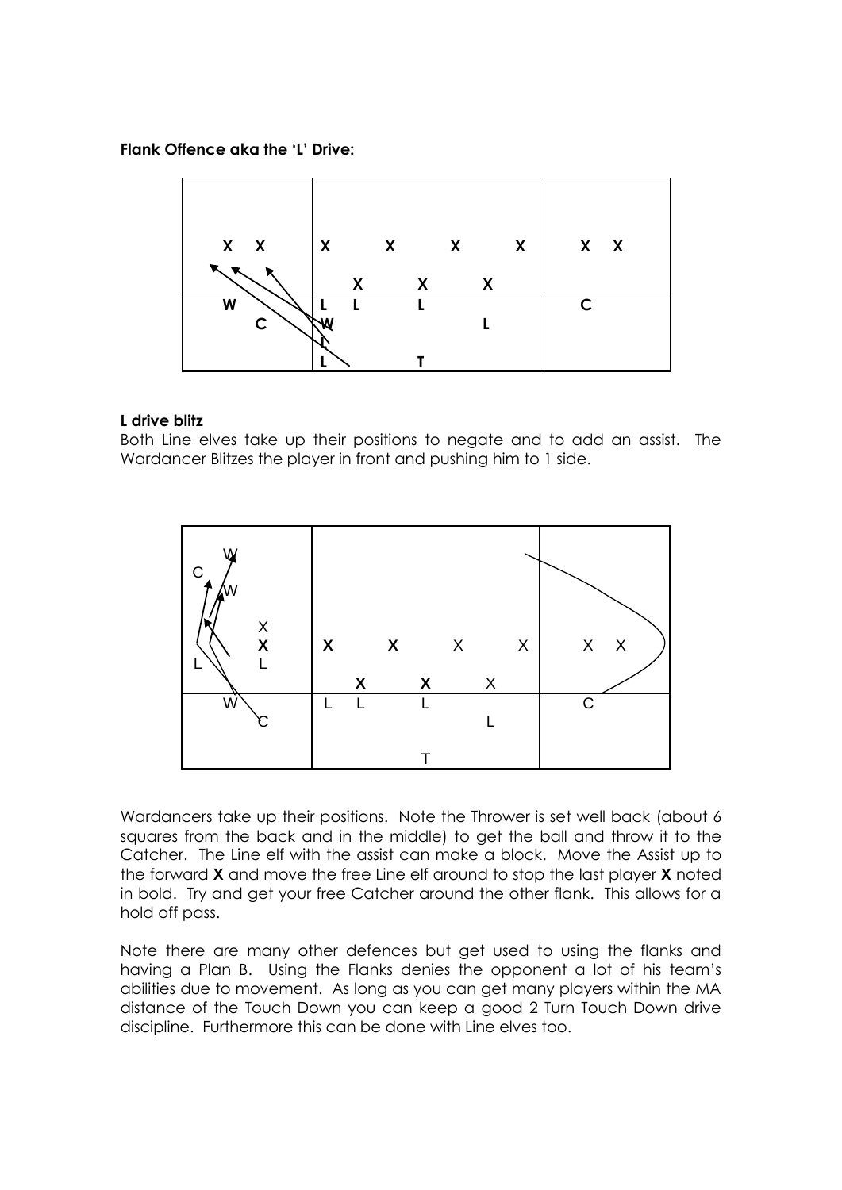**Flank Offence aka the 'L' Drive:**

**L drive blitz**

Both Line elves take up their positions to negate and to add an assist. The Wardancer Blitzes the player in front and pushing him to 1 side.

Wardancers take up their positions. Note the Thrower is set well back (about 6 squares from the back and in the middle) to get the ball and throw it to the Catcher. The Line elf with the assist can make a block. Move the Assist up to the forward **X** and move the free Line elf around to stop the last player **X** noted in bold. Try and get your free Catcher around the other flank. This allows for a hold off pass.

Note there are many other defences but get used to using the flanks and having a Plan B. Using the Flanks denies the opponent a lot of his team's abilities due to movement. As long as you can get many players within the MA distance of the Touch Down you can keep a good 2 Turn Touch Down drive discipline. Furthermore this can be done with Line elves too.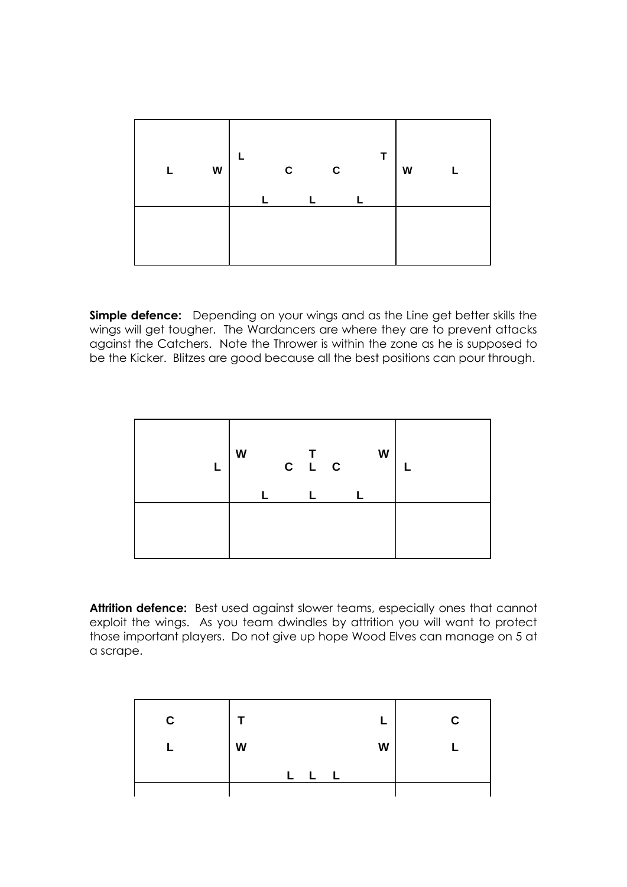| L   W | L  C  C  T<br>L  L  L | W   L |
|---|---|---|
| | | |

**Simple defence:** Depending on your wings and as the Line get better skills the wings will get tougher. The Wardancers are where they are to prevent attacks against the Catchers. Note the Thrower is within the zone as he is supposed to be the Kicker. Blitzes are good because all the best positions can pour through.

| L | W  T  W<br>C  L  C<br>L  L  L | L |
|---|---|---|
| | | |

**Attrition defence:** Best used against slower teams, especially ones that cannot exploit the wings. As you team dwindles by attrition you will want to protect those important players. Do not give up hope Wood Elves can manage on 5 at a scrape.

| C<br>L | T  L<br>W  W<br>L  L  L | C<br>L |
|---|---|---|
| | | |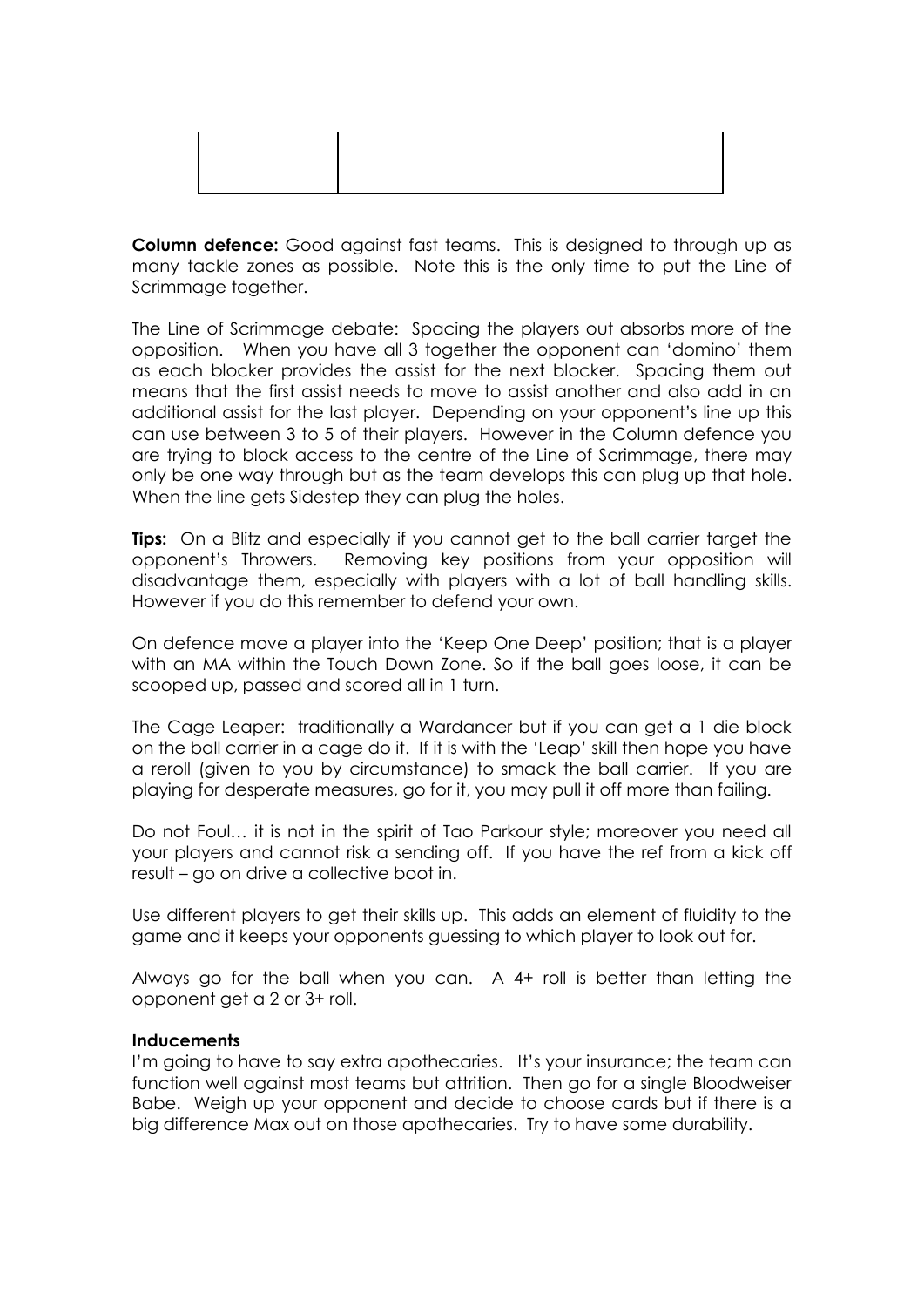**Column defence:** Good against fast teams. This is designed to through up as many tackle zones as possible. Note this is the only time to put the Line of Scrimmage together.

The Line of Scrimmage debate: Spacing the players out absorbs more of the opposition. When you have all 3 together the opponent can 'domino' them as each blocker provides the assist for the next blocker. Spacing them out means that the first assist needs to move to assist another and also add in an additional assist for the last player. Depending on your opponent's line up this can use between 3 to 5 of their players. However in the Column defence you are trying to block access to the centre of the Line of Scrimmage, there may only be one way through but as the team develops this can plug up that hole. When the line gets Sidestep they can plug the holes.

**Tips:** On a Blitz and especially if you cannot get to the ball carrier target the opponent's Throwers. Removing key positions from your opposition will disadvantage them, especially with players with a lot of ball handling skills. However if you do this remember to defend your own.

On defence move a player into the 'Keep One Deep' position; that is a player with an MA within the Touch Down Zone. So if the ball goes loose, it can be scooped up, passed and scored all in 1 turn.

The Cage Leaper: traditionally a Wardancer but if you can get a 1 die block on the ball carrier in a cage do it. If it is with the 'Leap' skill then hope you have a reroll (given to you by circumstance) to smack the ball carrier. If you are playing for desperate measures, go for it, you may pull it off more than failing.

Do not Foul… it is not in the spirit of Tao Parkour style; moreover you need all your players and cannot risk a sending off. If you have the ref from a kick off result – go on drive a collective boot in.

Use different players to get their skills up. This adds an element of fluidity to the game and it keeps your opponents guessing to which player to look out for.

Always go for the ball when you can. A 4+ roll is better than letting the opponent get a 2 or 3+ roll.

**Inducements**

I'm going to have to say extra apothecaries. It's your insurance; the team can function well against most teams but attrition. Then go for a single Bloodweiser Babe. Weigh up your opponent and decide to choose cards but if there is a big difference Max out on those apothecaries. Try to have some durability.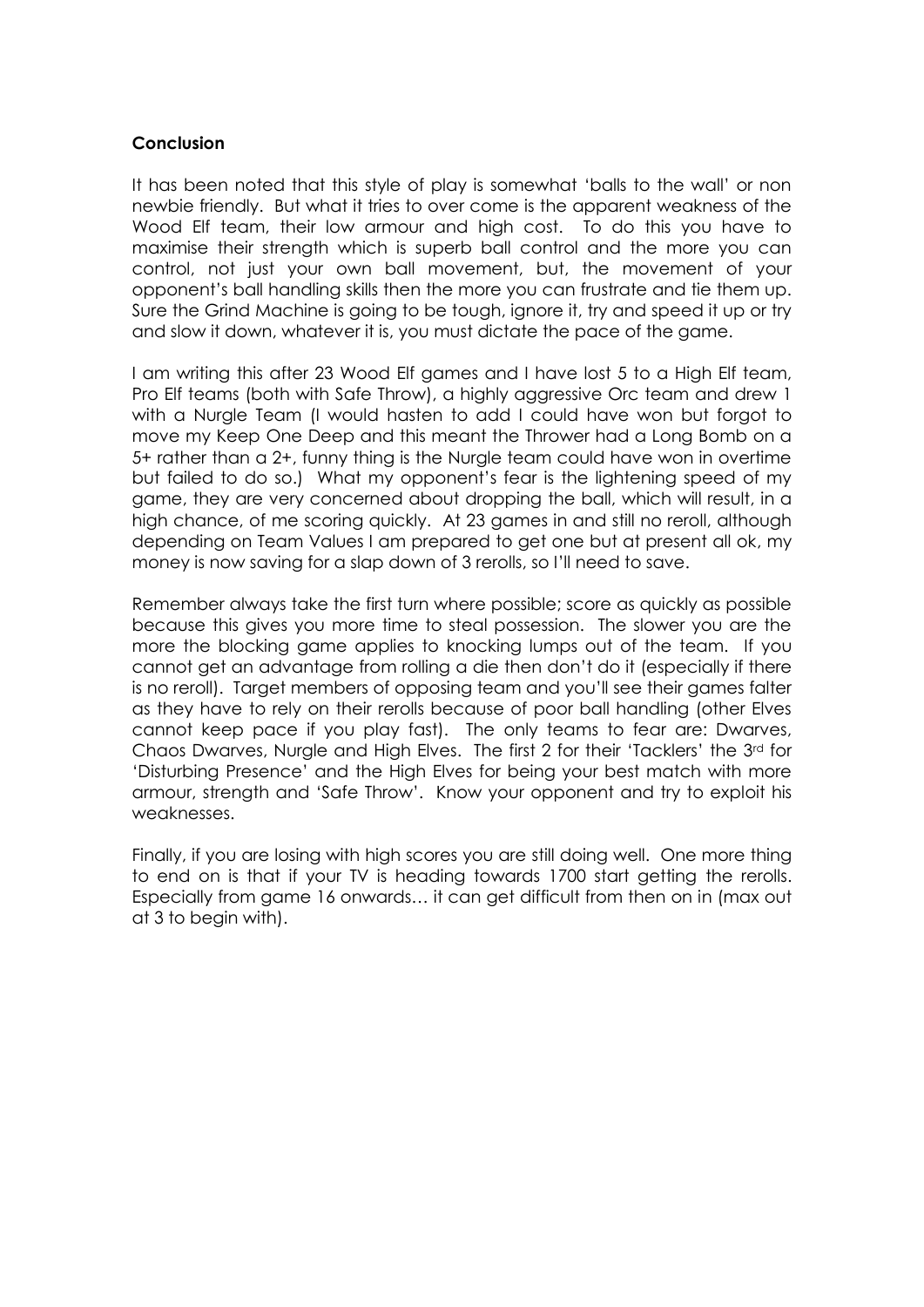**Conclusion**

It has been noted that this style of play is somewhat 'balls to the wall' or non newbie friendly. But what it tries to over come is the apparent weakness of the Wood Elf team, their low armour and high cost. To do this you have to maximise their strength which is superb ball control and the more you can control, not just your own ball movement, but, the movement of your opponent's ball handling skills then the more you can frustrate and tie them up. Sure the Grind Machine is going to be tough, ignore it, try and speed it up or try and slow it down, whatever it is, you must dictate the pace of the game.

I am writing this after 23 Wood Elf games and I have lost 5 to a High Elf team, Pro Elf teams (both with Safe Throw), a highly aggressive Orc team and drew 1 with a Nurgle Team (I would hasten to add I could have won but forgot to move my Keep One Deep and this meant the Thrower had a Long Bomb on a 5+ rather than a 2+, funny thing is the Nurgle team could have won in overtime but failed to do so.) What my opponent's fear is the lightening speed of my game, they are very concerned about dropping the ball, which will result, in a high chance, of me scoring quickly. At 23 games in and still no reroll, although depending on Team Values I am prepared to get one but at present all ok, my money is now saving for a slap down of 3 rerolls, so I'll need to save.

Remember always take the first turn where possible; score as quickly as possible because this gives you more time to steal possession. The slower you are the more the blocking game applies to knocking lumps out of the team. If you cannot get an advantage from rolling a die then don't do it (especially if there is no reroll). Target members of opposing team and you'll see their games falter as they have to rely on their rerolls because of poor ball handling (other Elves cannot keep pace if you play fast). The only teams to fear are: Dwarves, Chaos Dwarves, Nurgle and High Elves. The first 2 for their 'Tacklers' the 3rd for 'Disturbing Presence' and the High Elves for being your best match with more armour, strength and 'Safe Throw'. Know your opponent and try to exploit his weaknesses.

Finally, if you are losing with high scores you are still doing well. One more thing to end on is that if your TV is heading towards 1700 start getting the rerolls. Especially from game 16 onwards… it can get difficult from then on in (max out at 3 to begin with).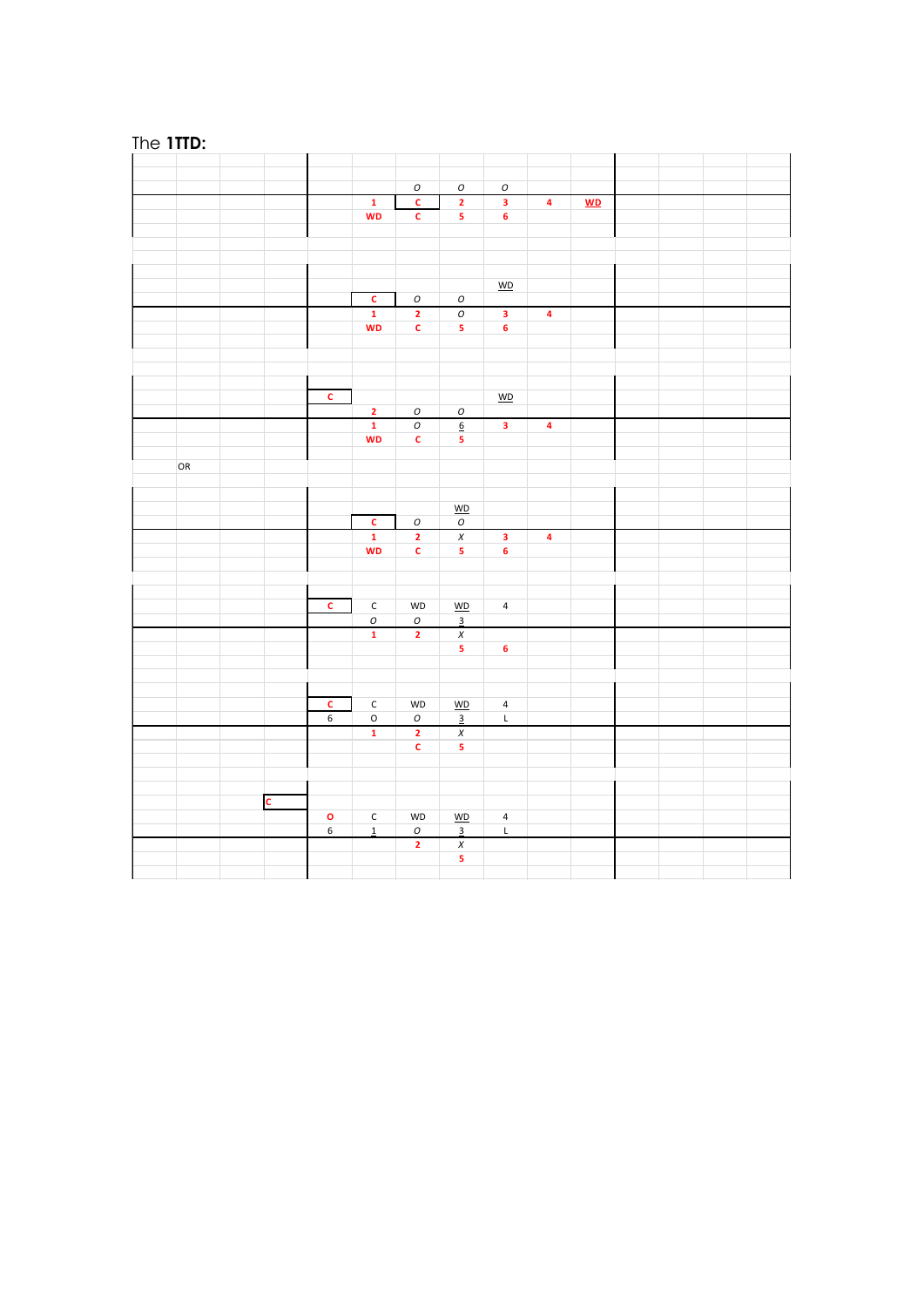The **1TTD:**

| | | | | | | | | | | | | | | |
|---|---|---|---|---|---|---|---|---|---|---|---|---|---|---|
| | | | | | O | O | O | | | | | | | |
| | | | | 1 | C | 2 | 3 | 4 | WD | | | | | |
| | | | | WD | C | 5 | 6 | | | | | | | |

| | | | | | | | | | | | | | | |
|---|---|---|---|---|---|---|---|---|---|---|---|---|---|---|
| | | | | | | | WD | | | | | | | |
| | | | | C | O | O | | | | | | | | |
| | | | | 1 | 2 | O | 3 | 4 | | | | | | |
| | | | | WD | C | 5 | 6 | | | | | | | |

| | | | | | | | | | | | | | | |
|---|---|---|---|---|---|---|---|---|---|---|---|---|---|---|
| | | | C | | | | WD | | | | | | | |
| | | | | 2 | O | O | | | | | | | | |
| | | | | 1 | O | 6 | 3 | 4 | | | | | | |
| | | | | WD | C | 5 | | | | | | | | |

OR

| | | | | | | | | | | | | | | |
|---|---|---|---|---|---|---|---|---|---|---|---|---|---|---|
| | | | | | | WD | | | | | | | | |
| | | | | C | O | O | | | | | | | | |
| | | | | 1 | 2 | X | 3 | 4 | | | | | | |
| | | | | WD | C | 5 | 6 | | | | | | | |

| | | | | | | | | | | | | | | |
|---|---|---|---|---|---|---|---|---|---|---|---|---|---|---|
| | | | C | C | WD | WD | 4 | | | | | | | |
| | | | | O | O | 3 | | | | | | | | |
| | | | | 1 | 2 | X | | | | | | | | |
| | | | | | | 5 | 6 | | | | | | | |

| | | | | | | | | | | | | | | |
|---|---|---|---|---|---|---|---|---|---|---|---|---|---|---|
| | | | C | C | WD | WD | 4 | | | | | | | |
| | | | 6 | O | O | 3 | L | | | | | | | |
| | | | | 1 | 2 | X | | | | | | | | |
| | | | | | C | 5 | | | | | | | | |

| | | | | | | | | | | | | | | |
|---|---|---|---|---|---|---|---|---|---|---|---|---|---|---|
| | | C | | | | | | | | | | | | |
| | | | O | C | WD | WD | 4 | | | | | | | |
| | | | 6 | 1 | O | 3 | L | | | | | | | |
| | | | | | 2 | X | | | | | | | | |
| | | | | | | 5 | | | | | | | | |